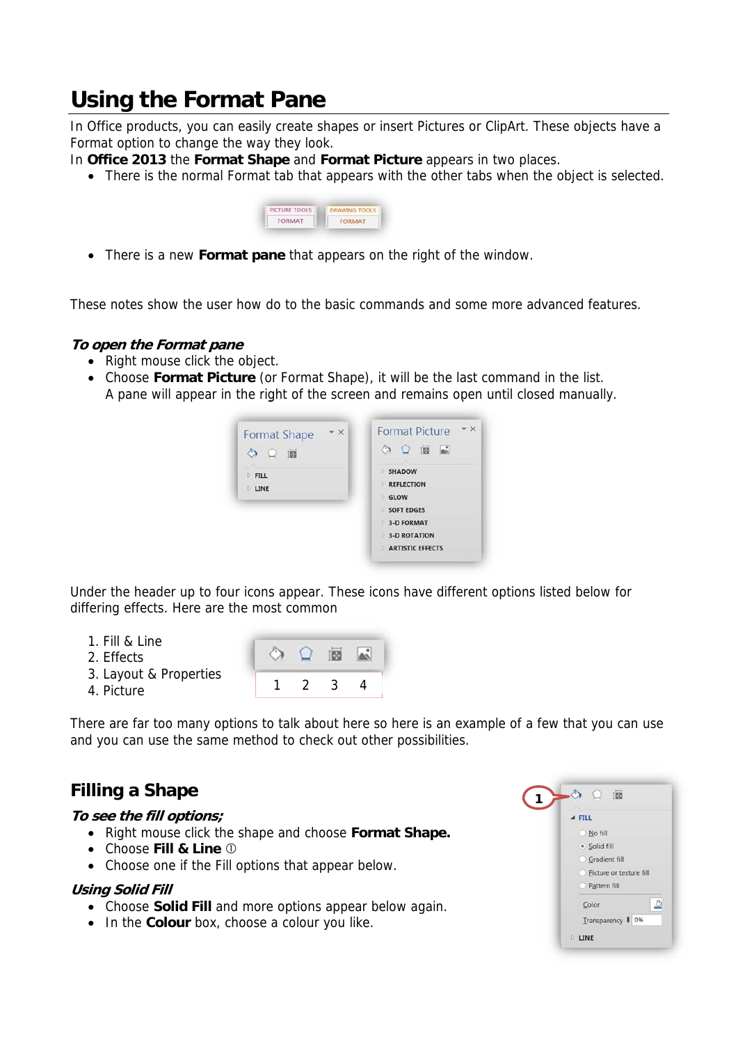# Using the Format Pane

In Office products, you can easily create shapes or insert Pictures or ClipArt. These objects have a Format option to change the way they look.

In **Office 2013** the **Format Shape** and **Format Picture** appears in two places.

- There is the normal Format tab that appears with the other tabs when the object is selected.

- There is a new **Format pane** that appears on the right of the window.

These notes show the user how do to the basic commands and some more advanced features.

### *To open the Format pane*

- Right mouse click the object.
- Choose **Format Picture** (or Format Shape), it will be the last command in the list.
  A pane will appear in the right of the screen and remains open until closed manually.

Under the header up to four icons appear. These icons have different options listed below for differing effects. Here are the most common

1. Fill & Line
2. Effects
3. Layout & Properties
4. Picture

There are far too many options to talk about here so here is an example of a few that you can use and you can use the same method to check out other possibilities.

## Filling a Shape

### *To see the fill options;*

- Right mouse click the shape and choose **Format Shape.**
- Choose **Fill & Line** ①
- Choose one if the Fill options that appear below.

### *Using Solid Fill*

- Choose **Solid Fill** and more options appear below again.
- In the **Colour** box, choose a colour you like.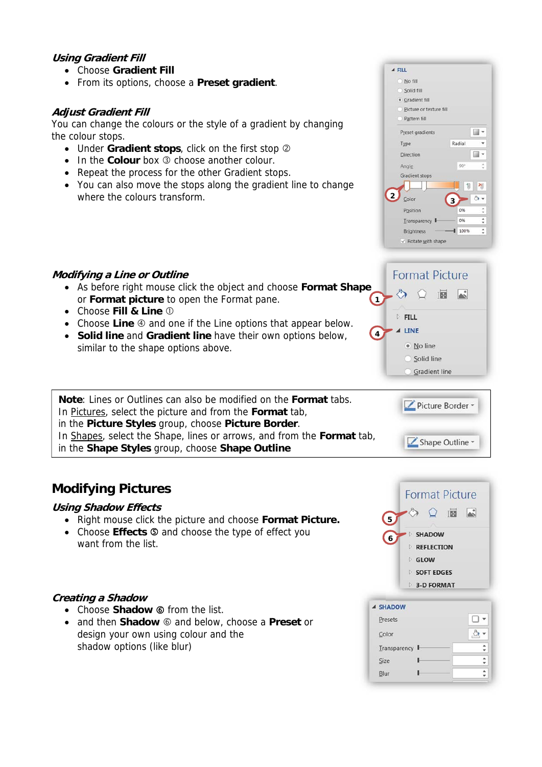### *Using Gradient Fill*

- Choose **Gradient Fill**
- From its options, choose a **Preset gradient**.

### *Adjust Gradient Fill*

You can change the colours or the style of a gradient by changing the colour stops.

- Under **Gradient stops**, click on the first stop ②
- In the **Colour** box ③ choose another colour.
- Repeat the process for the other Gradient stops.
- You can also move the stops along the gradient line to change where the colours transform.

### *Modifying a Line or Outline*

- As before right mouse click the object and choose **Format Shape** or **Format picture** to open the Format pane.
- Choose **Fill & Line** ①
- Choose **Line** ④ and one if the Line options that appear below.
- **Solid line** and **Gradient line** have their own options below, similar to the shape options above.

**Note**: Lines or Outlines can also be modified on the **Format** tabs.
In Pictures, select the picture and from the **Format** tab,
in the **Picture Styles** group, choose **Picture Border**.
In Shapes, select the Shape, lines or arrows, and from the **Format** tab,
in the **Shape Styles** group, choose **Shape Outline**

## Modifying Pictures

### *Using Shadow Effects*

- Right mouse click the picture and choose **Format Picture.**
- Choose **Effects** ⑤ and choose the type of effect you want from the list.

### *Creating a Shadow*

- Choose **Shadow** ⑥ from the list.
- and then **Shadow** ⑥ and below, choose a **Preset** or design your own using colour and the shadow options (like blur)